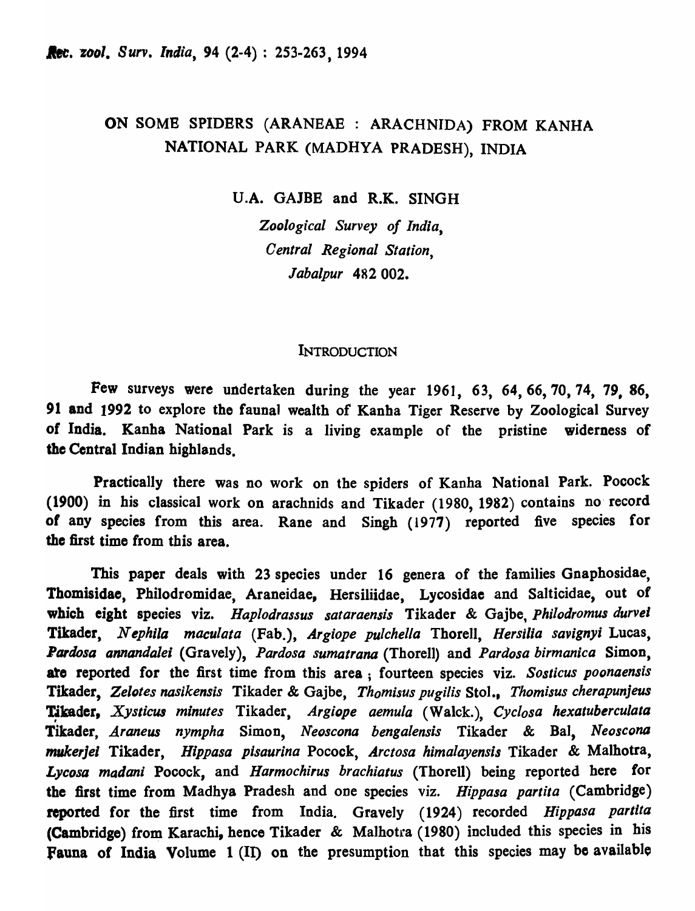# ON SOME SPIDERS (ARANEAE : ARACHNIDA) FROM KANHA NATIONAL PARK (MADHYA PRADESH), INDIA

U.A. GAJBE and R.K. SINGH

*Zoological Survey of India, Central Regional Station, Jabalpur 482 002.*

## INTRODUCTION

Few surveys were undertaken during the year 1961, 63, 64, 66, 70, 74, 79, 86, 91 and 1992 to explore the faunal wealth of Kanha Tiger Reserve by Zoological Survey of India. Kanha National Park is a living example of the pristine widerness of the Central Indian highlands.

Practically there was no work on the spiders of Kanha National Park. Pocock (1900) in his classical work on arachnids and Tikader (1980, 1982) contains no record of any species from this area. Rane and Singh (1977) reported five species for the first time from this area.

This paper deals with 23 species under 16 genera of the families Gnaphosidae, Thomisidae, Philodromidae, Araneidae, Hersiliidae, Lycosidae and Salticidae, out of which eight species viz. *Haplodrassus sataraensis* Tikader & Gajbe, *Philodromus durvei* Tikader, *Nephila maculata* (Fab.), *Argiope pulchella* Thorell, *Hersilia savignyi* Lucas, *Pardosa annandalei* (Gravely), *Pardosa sumatrana* (Thorell) and *Pardosa birmanica* Simon, are reported for the first time from this area ; fourteen species viz. *Sosticus poonaensis* Tikader, *Zelotes nasikensis* Tikader & Gajbe, *Thomisus pugilis* Stol., *Thomisus cherapunjeus* Tikader, *Xysticus minutes* Tikader, *Argiope aemula* (Walck.), *Cyclosa hexatuberculata* Tikader, *Araneus nympha* Simon, *Neoscona bengalensis* Tikader & Bal, *Neoscona mukerjei* Tikader, *Hippasa pisaurina* Pocock, *Arctosa himalayensis* Tikader & Malhotra, *Lycosa madani* Pocock, and *Harmochirus brachiatus* (Thorell) being reported here for the first time from Madhya Pradesh and one species viz. *Hippasa partita* (Cambridge) reported for the first time from India. Gravely (1924) recorded *Hippasa partita* (Cambridge) from Karachi, hence Tikader & Malhotra (1980) included this species in his Fauna of India Volume 1 (II) on the presumption that this species may be available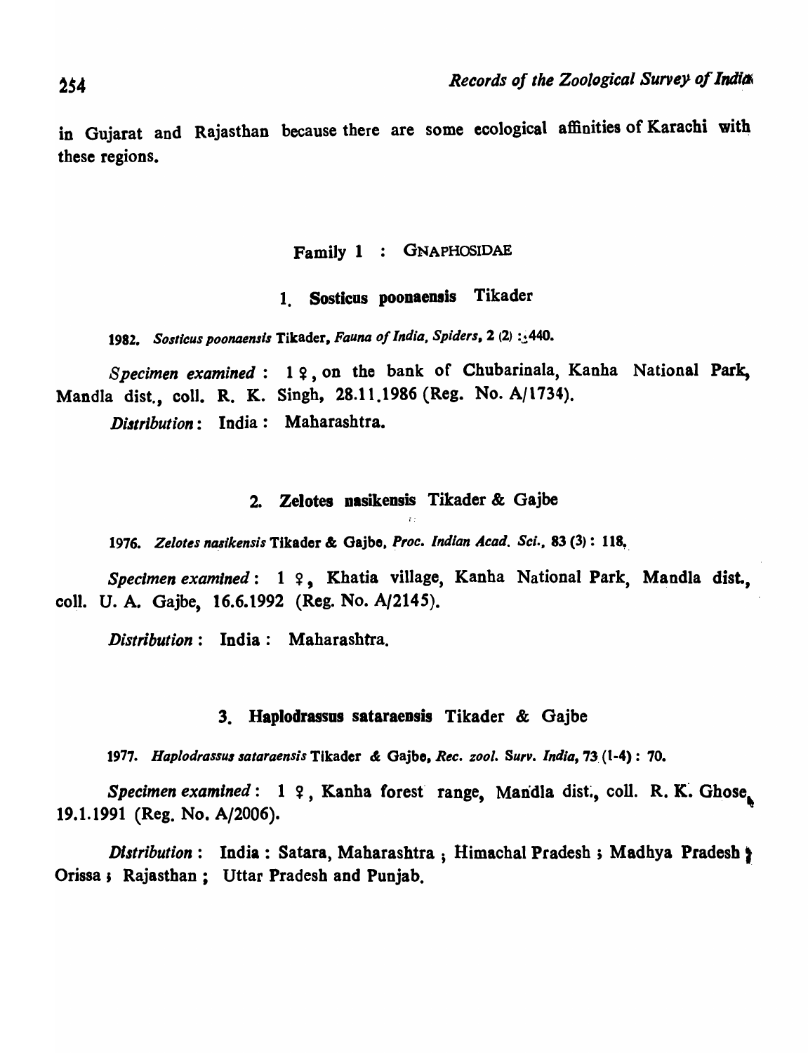in Gujarat and Rajasthan because there are some ecological affinities of Karachi with these regions.

## Family 1 : GNAPHOSIDAE

### 1. Sosticus poonaensis Tikader

1982. *Sosticus poonaensis* Tikader, *Fauna of India, Spiders*, 2 (2) : 440.

*Specimen examined* : 1 ♀, on the bank of Chubarinala, Kanha National Park, Mandla dist., coll. R. K. Singh, 28.11.1986 (Reg. No. A/1734).

*Distribution* : India : Maharashtra.

### 2. Zelotes nasikensis Tikader & Gajbe

1976. *Zelotes nasikensis* Tikader & Gajbe, *Proc. Indian Acad. Sci.*, 83 (3) : 118.

*Specimen examined* : 1 ♀, Khatia village, Kanha National Park, Mandla dist., coll. U. A. Gajbe, 16.6.1992 (Reg. No. A/2145).

*Distribution* : India : Maharashtra.

### 3. Haplodrassus sataraensis Tikader & Gajbe

1977. *Haplodrassus sataraensis* Tikader & Gajbe, *Rec. zool. Surv. India*, 73 (1-4) : 70.

*Specimen examined* : 1 ♀, Kanha forest range, Mandla dist., coll. R. K. Ghose, 19.1.1991 (Reg. No. A/2006).

*Distribution* : India : Satara, Maharashtra ; Himachal Pradesh ; Madhya Pradesh ; Orissa ; Rajasthan ; Uttar Pradesh and Punjab.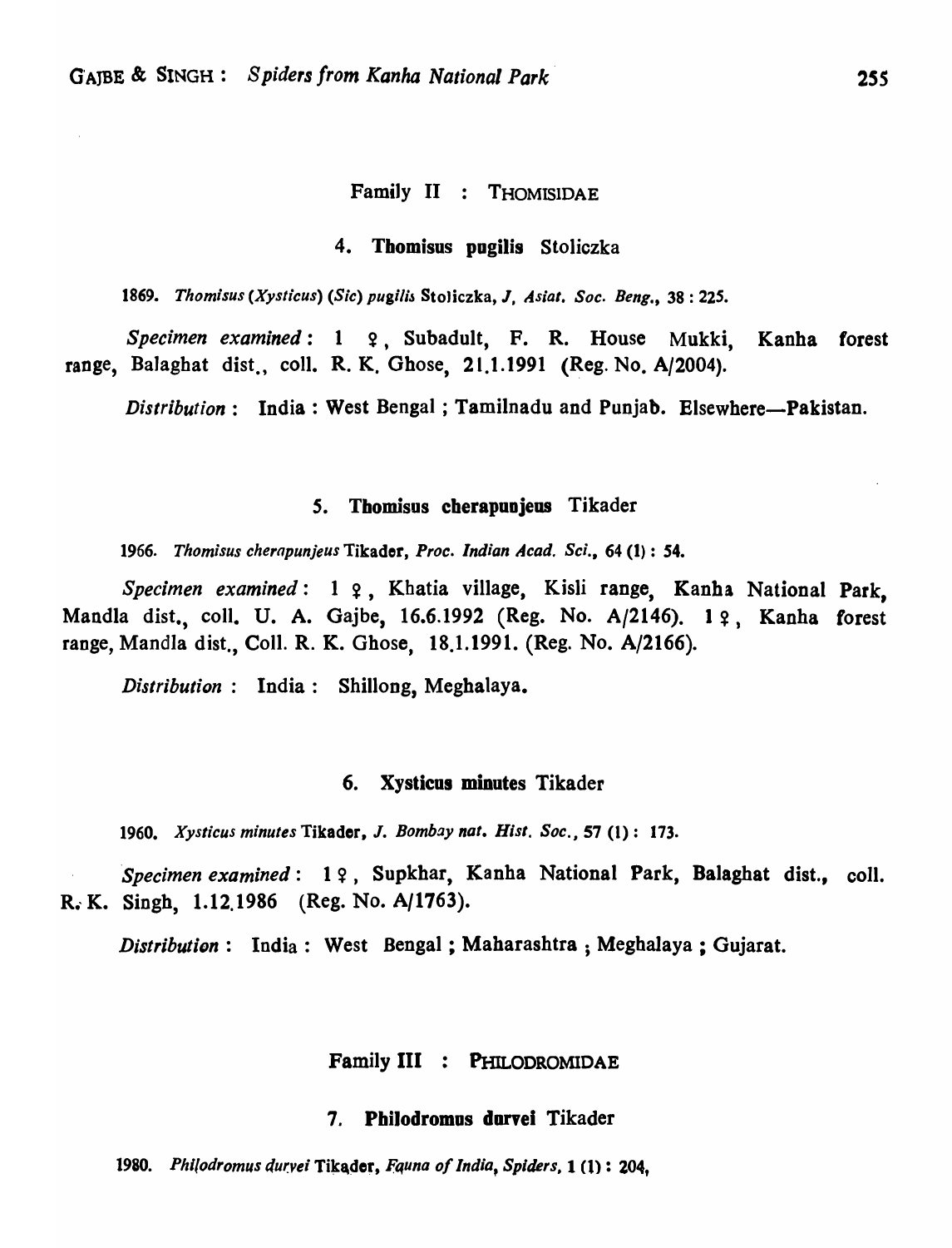## Family II : THOMISIDAE

### 4. **Thomisus pugilis** Stoliczka

1869. *Thomisus (Xysticus) (Sic) pugilis* Stoliczka, *J. Asiat. Soc. Beng.*, 38 : 225.

*Specimen examined*: 1 ♀, Subadult, F. R. House Mukki, Kanha forest range, Balaghat dist., coll. R. K. Ghose, 21.1.1991 (Reg. No. A/2004).

*Distribution*: India : West Bengal ; Tamilnadu and Punjab. Elsewhere—Pakistan.

### 5. **Thomisus cherapunjeus** Tikader

1966. *Thomisus cherapunjeus* Tikader, *Proc. Indian Acad. Sci.*, 64 (1) : 54.

*Specimen examined*: 1 ♀, Khatia village, Kisli range, Kanha National Park, Mandla dist., coll. U. A. Gajbe, 16.6.1992 (Reg. No. A/2146). 1 ♀, Kanha forest range, Mandla dist., Coll. R. K. Ghose, 18.1.1991. (Reg. No. A/2166).

*Distribution*: India : Shillong, Meghalaya.

### 6. **Xysticus minutes** Tikader

1960. *Xysticus minutes* Tikader, *J. Bombay nat. Hist. Soc.*, 57 (1) : 173.

*Specimen examined*: 1 ♀, Supkhar, Kanha National Park, Balaghat dist., coll. R. K. Singh, 1.12.1986 (Reg. No. A/1763).

*Distribution*: India : West Bengal ; Maharashtra ; Meghalaya ; Gujarat.

## Family III : PHILODROMIDAE

### 7. **Philodromus durvei** Tikader

1980. *Philodromus durvei* Tikader, *Fauna of India, Spiders*, 1 (1) : 204,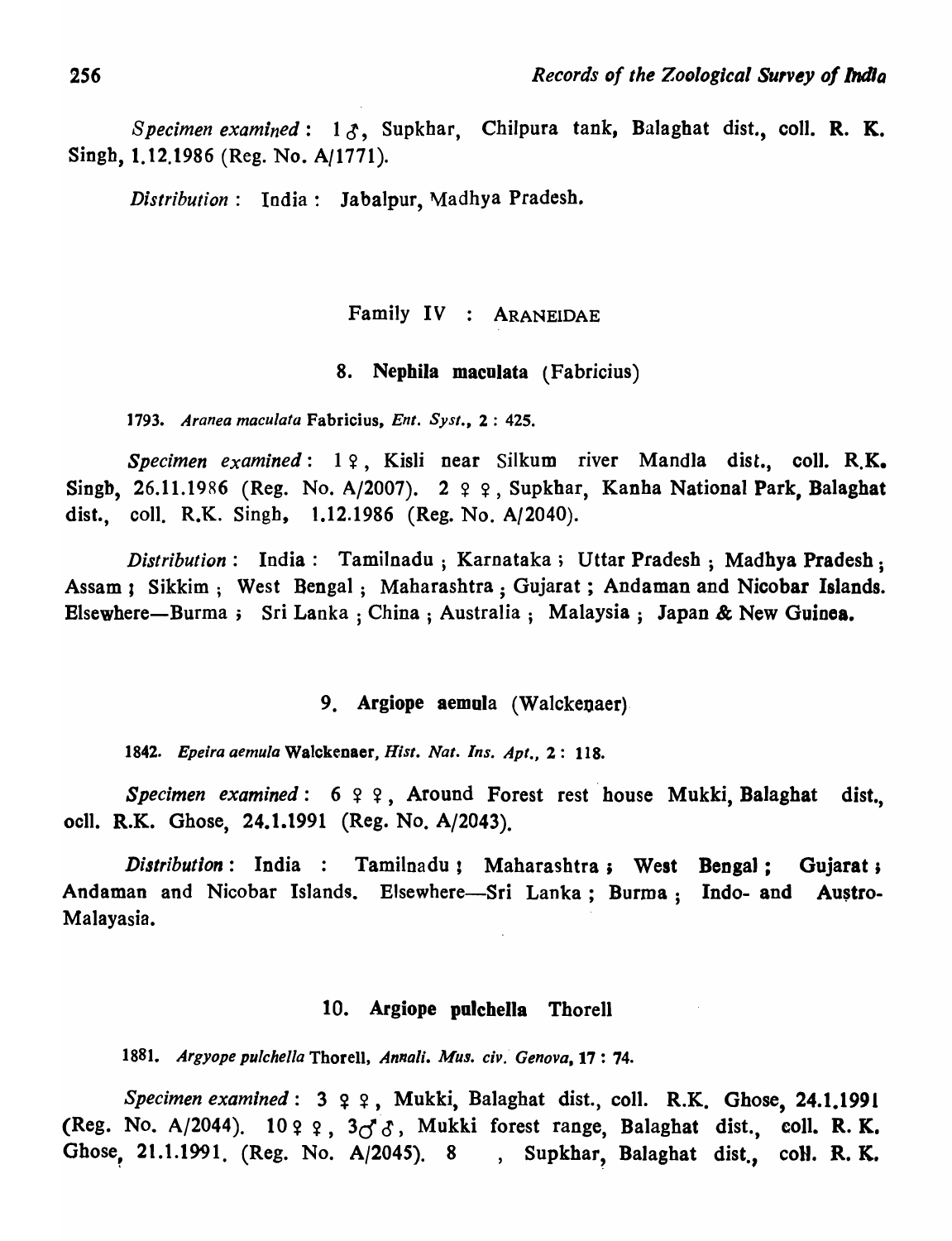*Specimen examined* : 1 ♂, Supkhar, Chilpura tank, Balaghat dist., coll. R. K. Singh, 1.12.1986 (Reg. No. A/1771).

*Distribution* : India : Jabalpur, Madhya Pradesh.

## Family IV : ARANEIDAE

### 8. Nephila maculata (Fabricius)

1793. *Aranea maculata* Fabricius, *Ent. Syst.*, 2 : 425.

*Specimen examined* : 1 ♀, Kisli near Silkum river Mandla dist., coll. R.K. Singb, 26.11.1986 (Reg. No. A/2007). 2 ♀ ♀, Supkhar, Kanha National Park, Balaghat dist., coll. R.K. Singh, 1.12.1986 (Reg. No. A/2040).

*Distribution* : India : Tamilnadu ; Karnataka ; Uttar Pradesh ; Madhya Pradesh ; Assam ; Sikkim ; West Bengal ; Maharashtra ; Gujarat ; Andaman and Nicobar Islands. Elsewhere—Burma ; Sri Lanka ; China ; Australia ; Malaysia ; Japan & New Guinea.

### 9. Argiope aemula (Walckenaer)

1842. *Epeira aemula* Walckenaer, *Hist. Nat. Ins. Apt.*, 2 : 118.

*Specimen examined* : 6 ♀ ♀, Around Forest rest house Mukki, Balaghat dist., ocll. R.K. Ghose, 24.1.1991 (Reg. No. A/2043).

*Distribution* : India : Tamilnadu ; Maharashtra ; West Bengal ; Gujarat ; Andaman and Nicobar Islands. Elsewhere—Sri Lanka ; Burma ; Indo- and Austro-Malayasia.

### 10. Argiope pulchella Thorell

1881. *Argyope pulchella* Thorell, *Annali. Mus. civ. Genova*, 17 : 74.

*Specimen examined* : 3 ♀ ♀, Mukki, Balaghat dist., coll. R.K. Ghose, 24.1.1991 (Reg. No. A/2044). 10 ♀ ♀, 3♂♂, Mukki forest range, Balaghat dist., coll. R. K. Ghose, 21.1.1991. (Reg. No. A/2045). 8 , Supkhar, Balaghat dist., coll. R. K.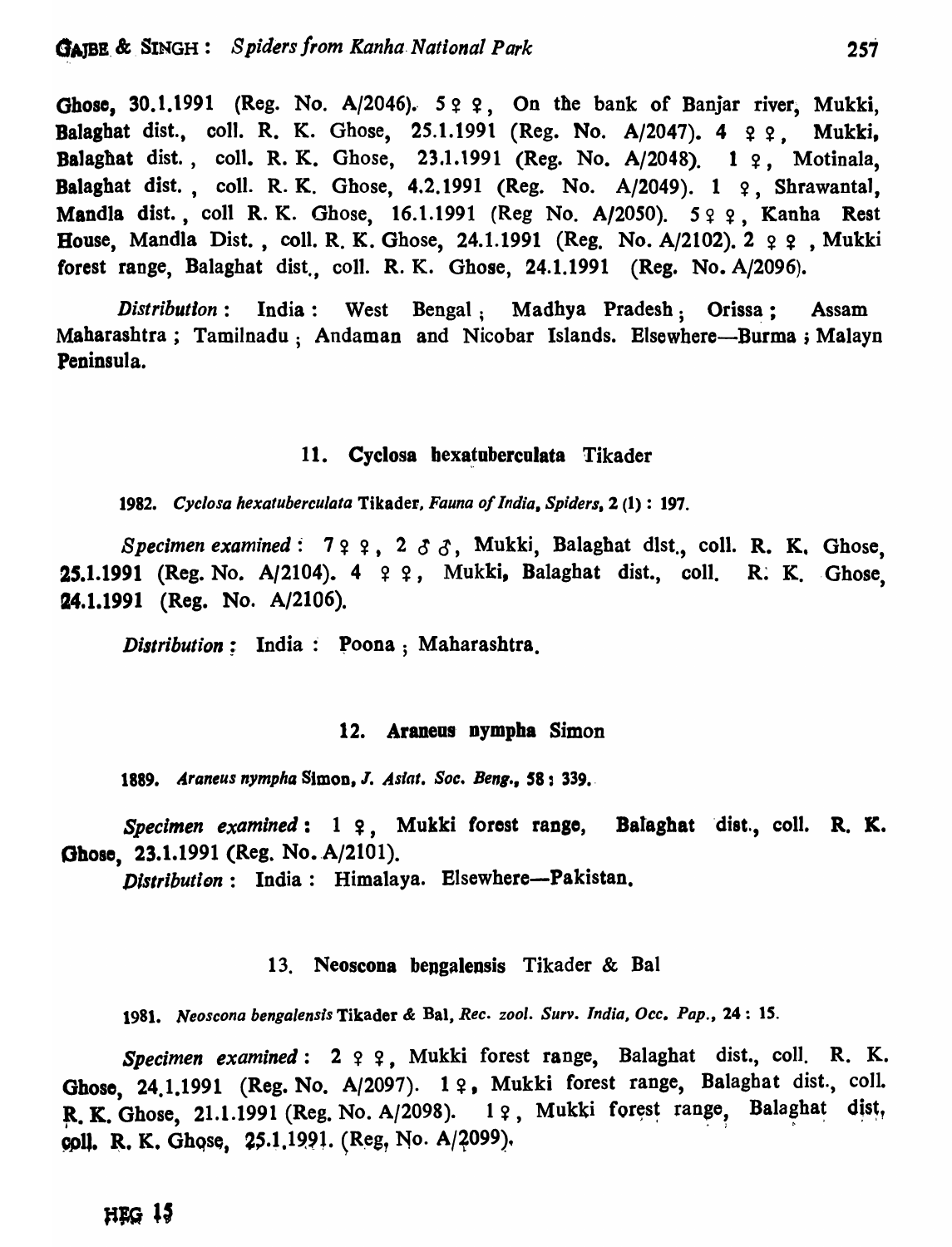Ghose, 30.1.1991 (Reg. No. A/2046). 5 ♀♀, On the bank of Banjar river, Mukki, Balaghat dist., coll. R. K. Ghose, 25.1.1991 (Reg. No. A/2047). 4 ♀♀, Mukki, Balaghat dist., coll. R. K. Ghose, 23.1.1991 (Reg. No. A/2048). 1 ♀, Motinala, Balaghat dist., coll. R. K. Ghose, 4.2.1991 (Reg. No. A/2049). 1 ♀, Shrawantal, Mandla dist., coll R. K. Ghose, 16.1.1991 (Reg No. A/2050). 5 ♀♀, Kanha Rest House, Mandla Dist., coll. R. K. Ghose, 24.1.1991 (Reg. No. A/2102). 2 ♀♀, Mukki forest range, Balaghat dist., coll. R. K. Ghose, 24.1.1991 (Reg. No. A/2096).

*Distribution*: India: West Bengal; Madhya Pradesh; Orissa; Assam Maharashtra; Tamilnadu; Andaman and Nicobar Islands. Elsewhere—Burma; Malayn Peninsula.

### 11. Cyclosa hexatuberculata Tikader

1982. *Cyclosa hexatuberculata* Tikader, *Fauna of India, Spiders*, 2 (1): 197.

*Specimen examined*: 7 ♀♀, 2 ♂♂, Mukki, Balaghat dist., coll. R. K. Ghose, 25.1.1991 (Reg. No. A/2104). 4 ♀♀, Mukki, Balaghat dist., coll. R. K. Ghose, 24.1.1991 (Reg. No. A/2106).

*Distribution*: India: Poona; Maharashtra.

### 12. Araneus nympha Simon

1889. *Araneus nympha* Simon, *J. Asiat. Soc. Beng.*, 58: 339.

*Specimen examined*: 1 ♀, Mukki forest range, Balaghat dist., coll. R. K. Ghose, 23.1.1991 (Reg. No. A/2101).

*Distribution*: India: Himalaya. Elsewhere—Pakistan.

### 13. Neoscona bengalensis Tikader & Bal

1981. *Neoscona bengalensis* Tikader & Bal, *Rec. zool. Surv. India, Occ. Pap.*, 24: 15.

*Specimen examined*: 2 ♀♀, Mukki forest range, Balaghat dist., coll. R. K. Ghose, 24.1.1991 (Reg. No. A/2097). 1 ♀, Mukki forest range, Balaghat dist., coll. R. K. Ghose, 21.1.1991 (Reg. No. A/2098). 1 ♀, Mukki forest range, Balaghat dist, coll. R. K. Ghose, 25.1.1991. (Reg, No. A/2099).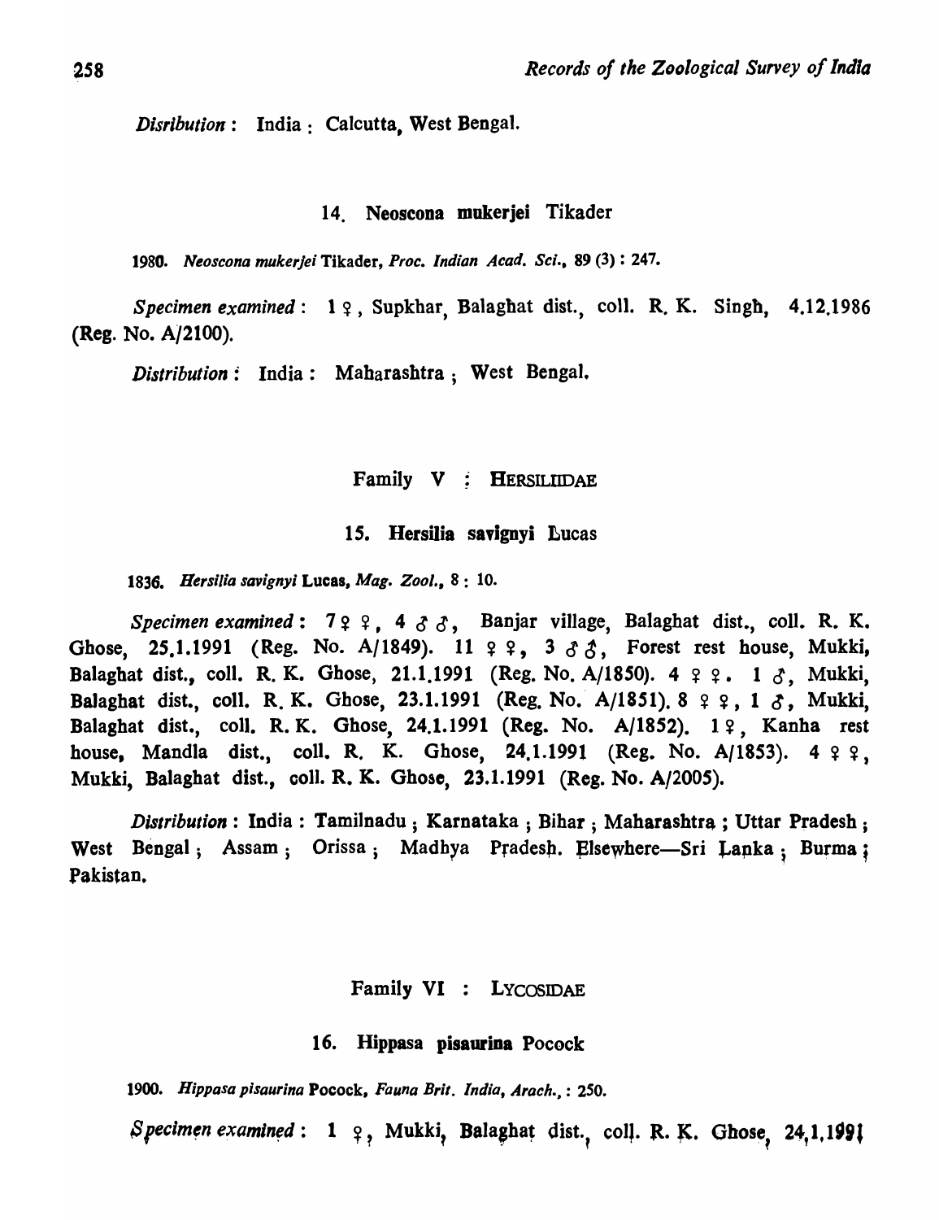*Disribution* : India : Calcutta, West Bengal.

### 14. Neoscona mukerjei Tikader

1980. *Neoscona mukerjei* Tikader, *Proc. Indian Acad. Sci.*, 89 (3) : 247.

*Specimen examined* : 1 ♀, Supkhar, Balaghat dist., coll. R. K. Singh, 4.12.1986 (Reg. No. A/2100).

*Distribution* : India : Maharashtra ; West Bengal.

## Family V : HERSILIIDAE

### 15. Hersilia savignyi Lucas

1836. *Hersilia savignyi* Lucas, *Mag. Zool.*, 8 : 10.

*Specimen examined* : 7 ♀ ♀, 4 ♂ ♂, Banjar village, Balaghat dist., coll. R. K. Ghose, 25.1.1991 (Reg. No. A/1849). 11 ♀ ♀, 3 ♂ ♂, Forest rest house, Mukki, Balaghat dist., coll. R. K. Ghose, 21.1.1991 (Reg. No. A/1850). 4 ♀ ♀. 1 ♂, Mukki, Balaghat dist., coll. R. K. Ghose, 23.1.1991 (Reg. No. A/1851). 8 ♀ ♀, 1 ♂, Mukki, Balaghat dist., coll. R. K. Ghose, 24.1.1991 (Reg. No. A/1852). 1 ♀, Kanha rest house, Mandla dist., coll. R. K. Ghose, 24.1.1991 (Reg. No. A/1853). 4 ♀ ♀, Mukki, Balaghat dist., coll. R. K. Ghose, 23.1.1991 (Reg. No. A/2005).

*Distribution* : India : Tamilnadu ; Karnataka ; Bihar ; Maharashtra ; Uttar Pradesh ; West Bengal ; Assam ; Orissa ; Madhya Pradesh. Elsewhere—Sri Lanka ; Burma ; Pakistan.

## Family VI : LYCOSIDAE

### 16. Hippasa pisaurina Pocock

1900. *Hippasa pisaurina* Pocock, *Fauna Brit. India, Arach.*, : 250.

*Specimen examined* : 1 ♀, Mukki, Balaghat dist., coll. R. K. Ghose, 24.1.1991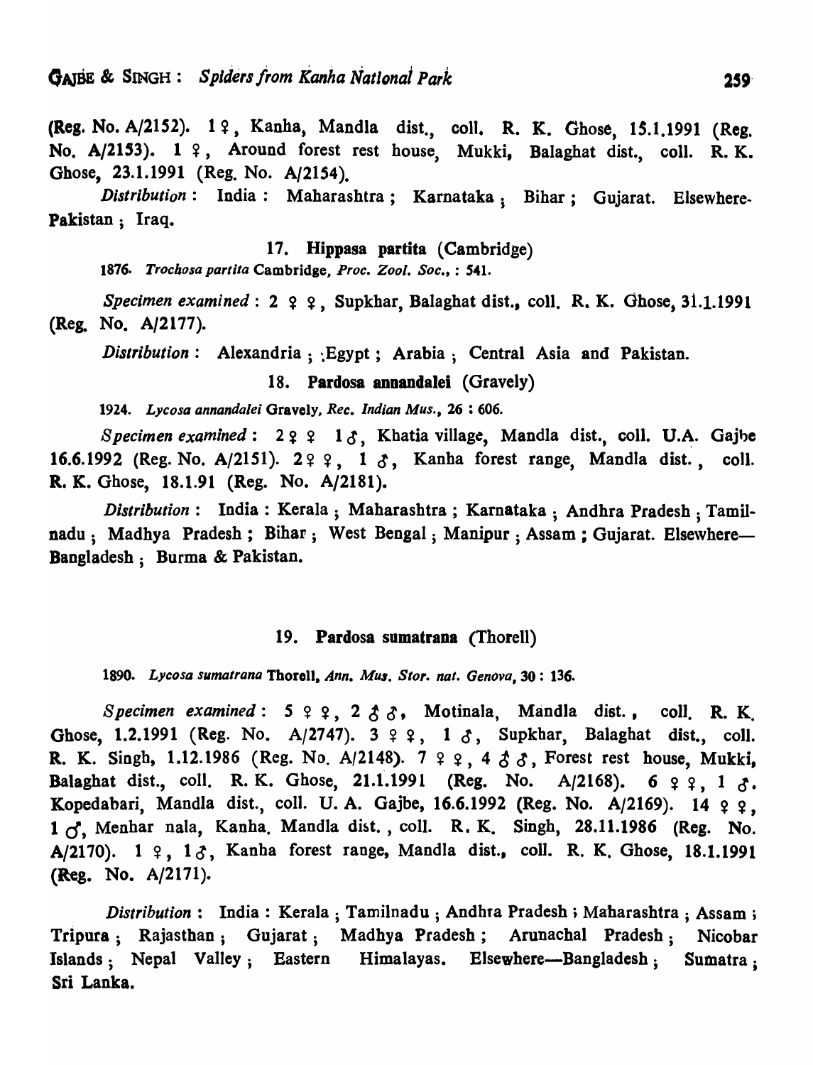(Reg. No. A/2152). 1 ♀, Kanha, Mandla dist., coll. R. K. Ghose, 15.1.1991 (Reg. No. A/2153). 1 ♀, Around forest rest house, Mukki, Balaghat dist., coll. R. K. Ghose, 23.1.1991 (Reg. No. A/2154).

*Distribution*: India: Maharashtra; Karnataka; Bihar; Gujarat. Elsewhere-Pakistan; Iraq.

### 17. **Hippasa partita** (Cambridge)

1876. *Trochosa partita* Cambridge, *Proc. Zool. Soc.*,: 541.

*Specimen examined*: 2 ♀ ♀, Supkhar, Balaghat dist., coll. R. K. Ghose, 31.1.1991 (Reg. No. A/2177).

*Distribution*: Alexandria; Egypt; Arabia; Central Asia and Pakistan.

### 18. **Pardosa annandalei** (Gravely)

1924. *Lycosa annandalei* Gravely, *Rec. Indian Mus.*, 26 : 606.

*Specimen examined*: 2 ♀ ♀ 1 ♂, Khatia village, Mandla dist., coll. U.A. Gajbe 16.6.1992 (Reg. No. A/2151). 2 ♀ ♀, 1 ♂, Kanha forest range, Mandla dist., coll. R. K. Ghose, 18.1.91 (Reg. No. A/2181).

*Distribution*: India: Kerala; Maharashtra; Karnataka; Andhra Pradesh; Tamilnadu; Madhya Pradesh; Bihar; West Bengal; Manipur; Assam; Gujarat. Elsewhere—Bangladesh; Burma & Pakistan.

### 19. **Pardosa sumatrana** (Thorell)

1890. *Lycosa sumatrana* Thorell, *Ann. Mus. Stor. nat. Genova*, 30 : 136.

*Specimen examined*: 5 ♀ ♀, 2 ♂ ♂, Motinala, Mandla dist., coll. R. K. Ghose, 1.2.1991 (Reg. No. A/2747). 3 ♀ ♀, 1 ♂, Supkhar, Balaghat dist., coll. R. K. Singh, 1.12.1986 (Reg. No. A/2148). 7 ♀ ♀, 4 ♂ ♂, Forest rest house, Mukki, Balaghat dist., coll. R. K. Ghose, 21.1.1991 (Reg. No. A/2168). 6 ♀ ♀, 1 ♂. Kopedabari, Mandla dist., coll. U. A. Gajbe, 16.6.1992 (Reg. No. A/2169). 14 ♀ ♀, 1 ♂, Menhar nala, Kanha. Mandla dist., coll. R. K. Singh, 28.11.1986 (Reg. No. A/2170). 1 ♀, 1 ♂, Kanha forest range, Mandla dist., coll. R. K. Ghose, 18.1.1991 (Reg. No. A/2171).

*Distribution*: India: Kerala; Tamilnadu; Andhra Pradesh; Maharashtra; Assam; Tripura; Rajasthan; Gujarat; Madhya Pradesh; Arunachal Pradesh; Nicobar Islands; Nepal Valley; Eastern Himalayas. Elsewhere—Bangladesh; Sumatra; Sri Lanka.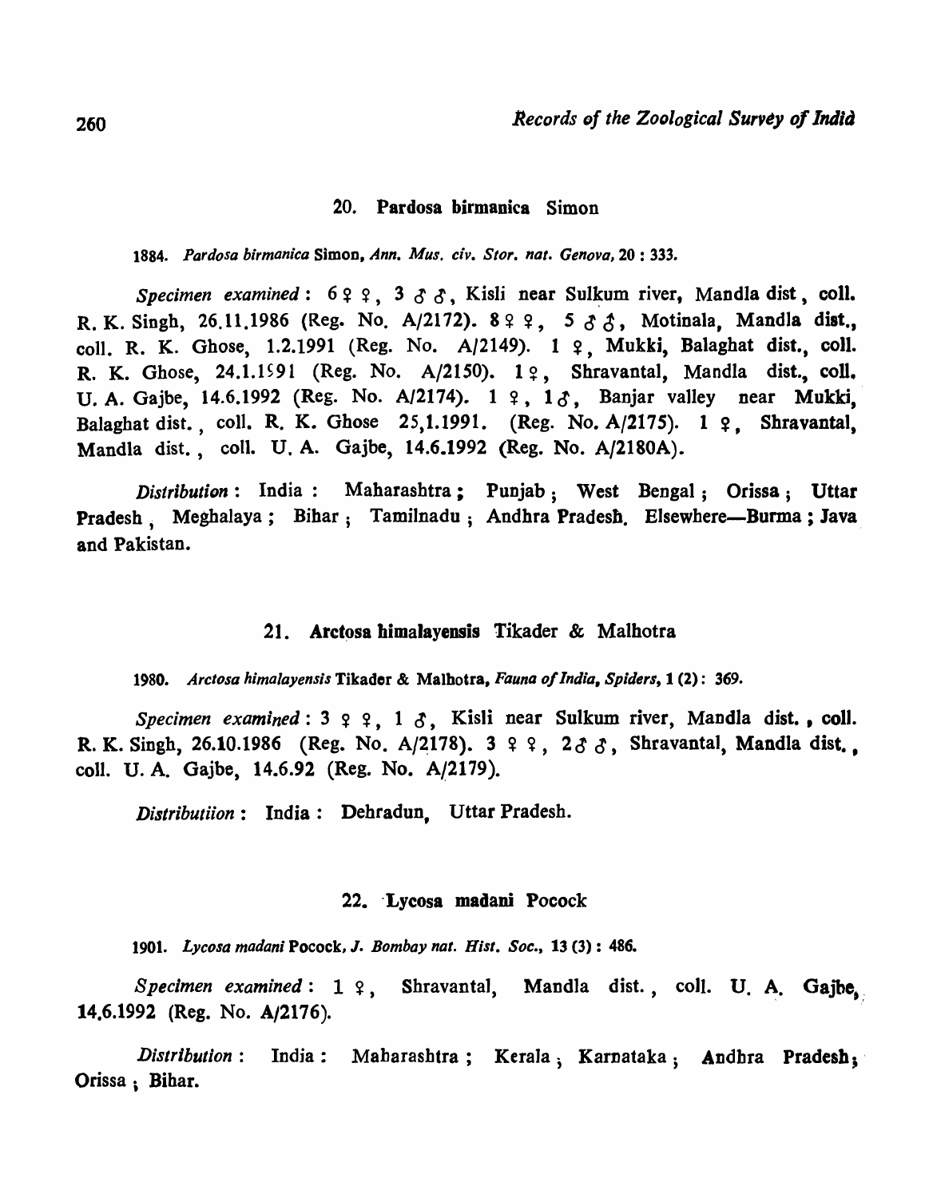## 20. Pardosa birmanica Simon

1884. *Pardosa birmanica* Simon, *Ann. Mus. civ. Stor. nat. Genova*, 20 : 333.

*Specimen examined* : 6 ♀ ♀, 3 ♂ ♂, Kisli near Sulkum river, Mandla dist, coll. R. K. Singh, 26.11.1986 (Reg. No. A/2172). 8 ♀ ♀, 5 ♂ ♂, Motinala, Mandla dist., coll. R. K. Ghose, 1.2.1991 (Reg. No. A/2149). 1 ♀, Mukki, Balaghat dist., coll. R. K. Ghose, 24.1.1991 (Reg. No. A/2150). 1 ♀, Shravantal, Mandla dist., coll. U. A. Gajbe, 14.6.1992 (Reg. No. A/2174). 1 ♀, 1 ♂, Banjar valley near Mukki, Balaghat dist., coll. R. K. Ghose 25,1.1991. (Reg. No. A/2175). 1 ♀, Shravantal, Mandla dist., coll. U. A. Gajbe, 14.6.1992 (Reg. No. A/2180A).

*Distribution* : India : Maharashtra ; Punjab ; West Bengal ; Orissa ; Uttar Pradesh, Meghalaya ; Bihar ; Tamilnadu ; Andhra Pradesh. Elsewhere—Burma ; Java and Pakistan.

## 21. Arctosa himalayensis Tikader & Malhotra

1980. *Arctosa himalayensis* Tikader & Malhotra, *Fauna of India, Spiders*, 1 (2) : 369.

*Specimen examined* : 3 ♀ ♀, 1 ♂, Kisli near Sulkum river, Mandla dist., coll. R. K. Singh, 26.10.1986 (Reg. No. A/2178). 3 ♀ ♀, 2 ♂ ♂, Shravantal, Mandla dist., coll. U. A. Gajbe, 14.6.92 (Reg. No. A/2179).

*Distributiion* : India : Dehradun, Uttar Pradesh.

## 22. Lycosa madani Pocock

1901. *Lycosa madani* Pocock, *J. Bombay nat. Hist. Soc.*, 13 (3) : 486.

*Specimen examined* : 1 ♀, Shravantal, Mandla dist., coll. U. A. Gajbe, 14.6.1992 (Reg. No. A/2176).

*Distribution* : India : Maharashtra ; Kerala ; Karnataka ; Andhra Pradesh ; Orissa ; Bihar.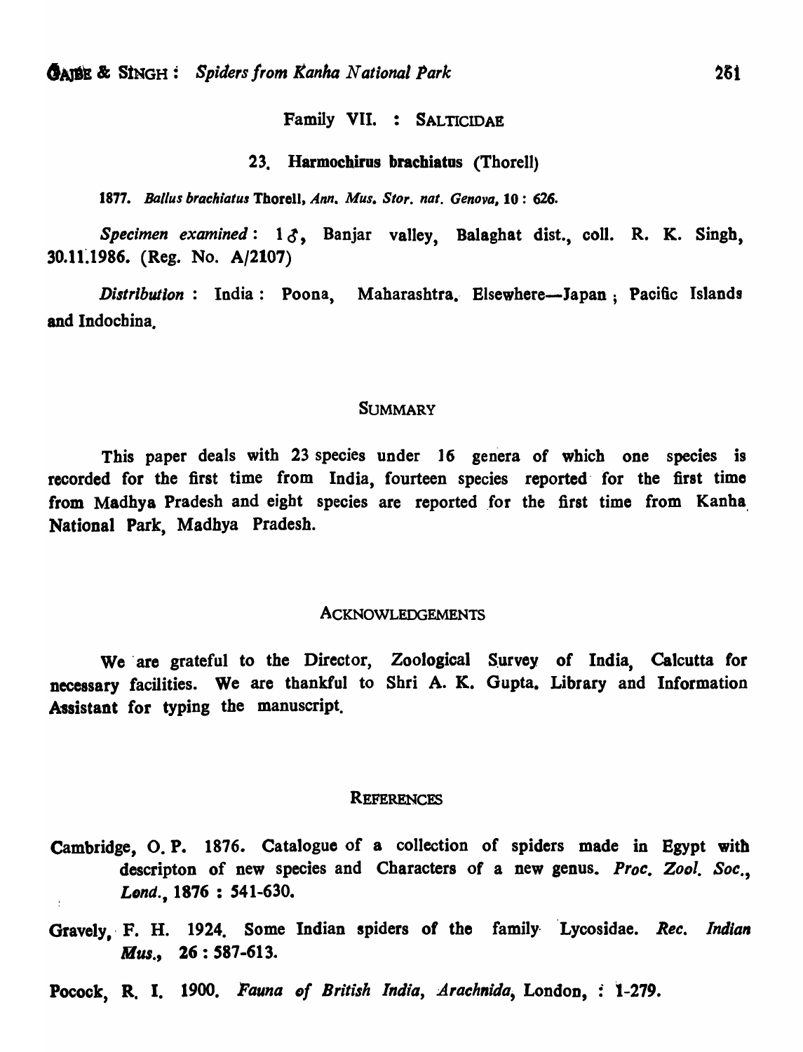## Family VII. : SALTICIDAE

### 23. Harmochirus brachiatus (Thorell)

1877. *Ballus brachiatus* Thorell, *Ann. Mus. Stor. nat. Genova*, **10** : 626.

*Specimen examined* : 1 ♂, Banjar valley, Balaghat dist., coll. R. K. Singh, 30.11.1986. (Reg. No. A/2107)

*Distribution* : India : Poona, Maharashtra. Elsewhere—Japan ; Pacific Islands and Indochina.

## SUMMARY

This paper deals with 23 species under 16 genera of which one species is recorded for the first time from India, fourteen species reported for the first time from Madhya Pradesh and eight species are reported for the first time from Kanha National Park, Madhya Pradesh.

## ACKNOWLEDGEMENTS

We are grateful to the Director, Zoological Survey of India, Calcutta for necessary facilities. We are thankful to Shri A. K. Gupta. Library and Information Assistant for typing the manuscript.

## REFERENCES

Cambridge, O. P. 1876. Catalogue of a collection of spiders made in Egypt with descripton of new species and Characters of a new genus. *Proc. Zool. Soc., Lond.*, **1876** : 541-630.

Gravely, F. H. 1924. Some Indian spiders of the family Lycosidae. *Rec. Indian Mus.*, **26** : 587-613.

Pocock, R. I. 1900. *Fauna of British India, Arachnida*, London, : 1-279.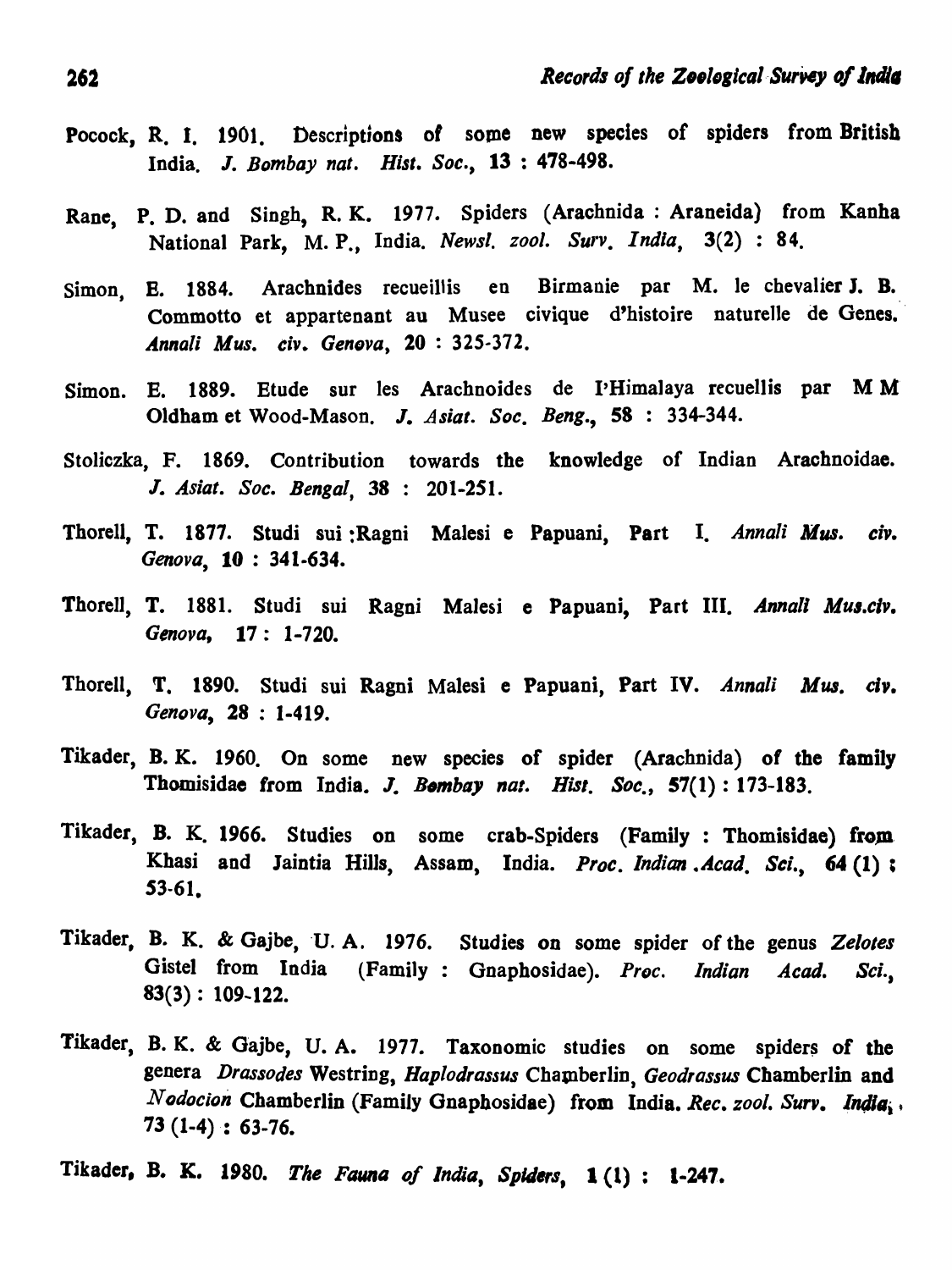Pocock, R. I. 1901. Descriptions of some new species of spiders from British India. *J. Bombay nat. Hist. Soc.*, **13** : 478-498.

Rane, P. D. and Singh, R. K. 1977. Spiders (Arachnida : Araneida) from Kanha National Park, M. P., India. *Newsl. zool. Surv. India*, 3(2) : 84.

Simon, E. 1884. Arachnides recueillis en Birmanie par M. le chevalier J. B. Commotto et appartenant au Musee civique d'histoire naturelle de Genes. *Annali Mus. civ. Genova*, **20** : 325-372.

Simon. E. 1889. Etude sur les Arachnoides de I'Himalaya recuellis par M M Oldham et Wood-Mason. *J. Asiat. Soc. Beng.*, **58** : 334-344.

Stoliczka, F. 1869. Contribution towards the knowledge of Indian Arachnoidae. *J. Asiat. Soc. Bengal*, **38** : 201-251.

Thorell, T. 1877. Studi sui :Ragni Malesi e Papuani, Part I. *Annali Mus. civ. Genova*, **10** : 341-634.

Thorell, T. 1881. Studi sui Ragni Malesi e Papuani, Part III. *Annali Mus.civ. Genova*, **17** : 1-720.

Thorell, T. 1890. Studi sui Ragni Malesi e Papuani, Part IV. *Annali Mus. civ. Genova*, **28** : 1-419.

Tikader, B. K. 1960. On some new species of spider (Arachnida) of the family Thomisidae from India. *J. Bombay nat. Hist. Soc.*, **57**(1) : 173-183.

Tikader, B. K. 1966. Studies on some crab-Spiders (Family : Thomisidae) from Khasi and Jaintia Hills, Assam, India. *Proc. Indian .Acad. Sci.*, **64** (1) : 53-61.

Tikader, B. K. & Gajbe, U. A. 1976. Studies on some spider of the genus *Zelotes* Gistel from India (Family : Gnaphosidae). *Proc. Indian Acad. Sci.*, **83**(3) : 109-122.

Tikader, B. K. & Gajbe, U. A. 1977. Taxonomic studies on some spiders of the genera *Drassodes* Westring, *Haplodrassus* Chamberlin, *Geodrassus* Chamberlin and *Nodocion* Chamberlin (Family Gnaphosidae) from India. *Rec. zool. Surv. India*, **73** (1-4) : 63-76.

Tikader, B. K. 1980. *The Fauna of India, Spiders*, **1** (1) : 1-247.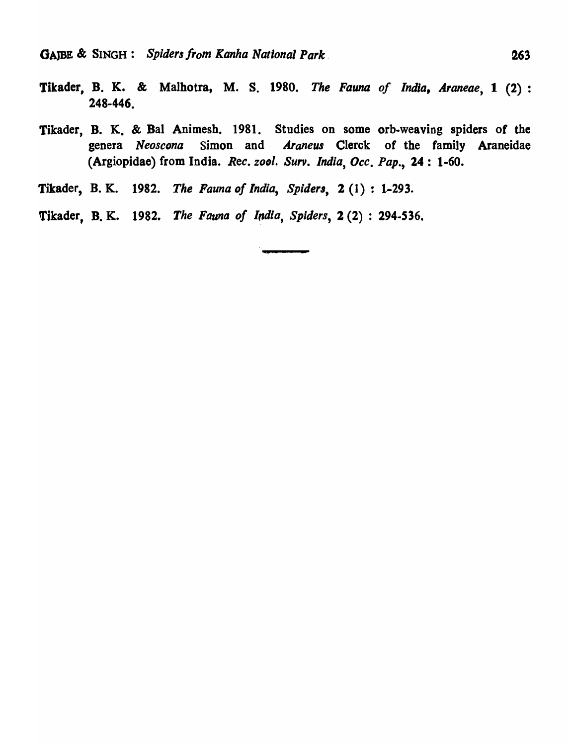Tikader, B. K. & Malhotra, M. S. 1980. *The Fauna of India, Araneae*, **1** (2) : 248-446.

Tikader, B. K. & Bal Animesh. 1981. Studies on some orb-weaving spiders of the genera *Neoscona* Simon and *Araneus* Clerck of the family Araneidae (Argiopidae) from India. *Rec. zool. Surv. India, Occ. Pap.*, **24** : 1-60.

Tikader, B. K. 1982. *The Fauna of India, Spiders*, **2** (1) : 1-293.

Tikader, B. K. 1982. *The Fauna of India, Spiders*, **2** (2) : 294-536.